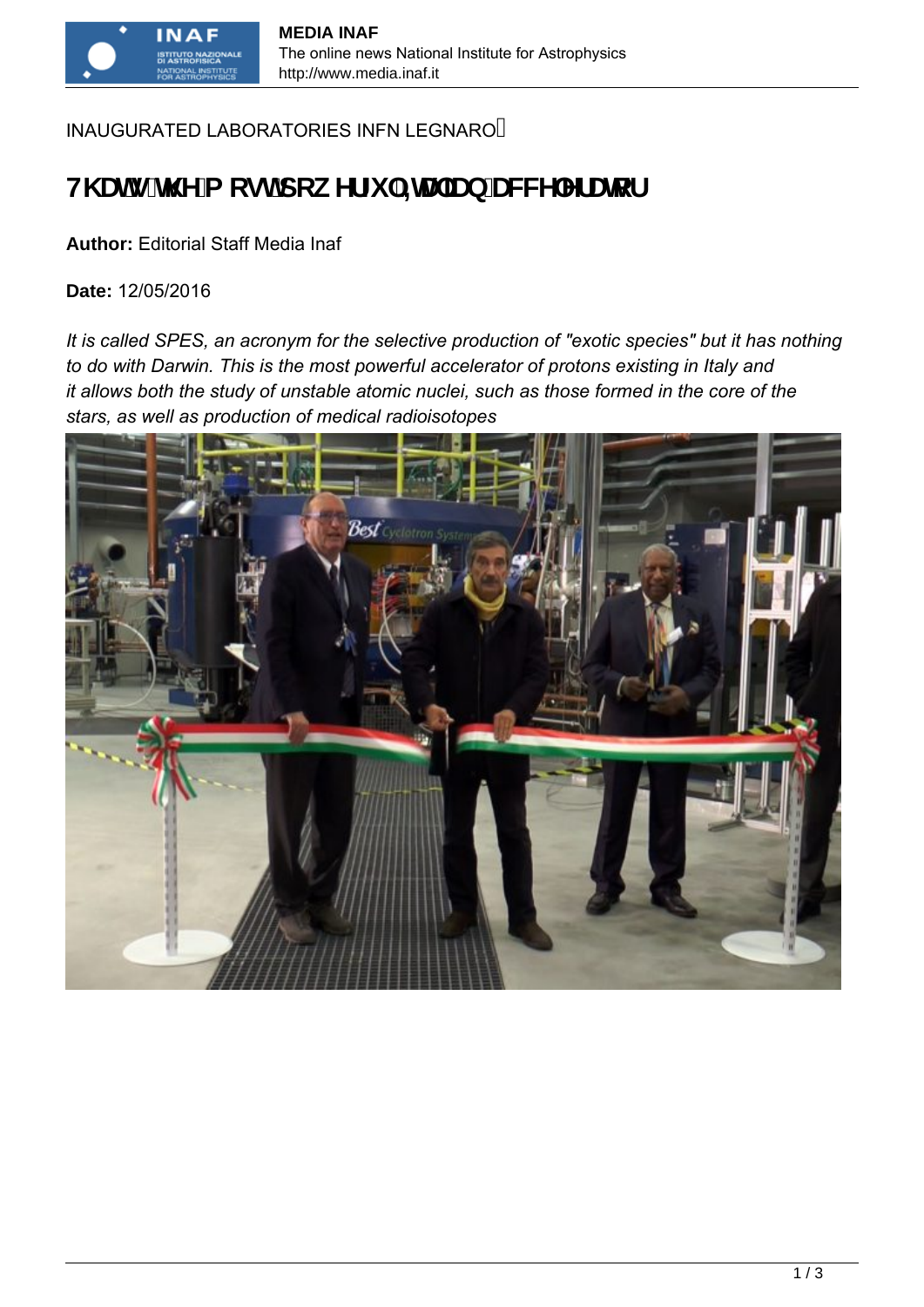INAUGURATED LABORATORIES INFN LEGNARO

# That's the most powerful Italian accelerator

**Author:** Editorial Staff Media Inaf

**Date:** 12/05/2016

*It is called SPES, an acronym for the selective production of "exotic species" but it has nothing to do with Darwin. This is the most powerful accelerator of protons existing in Italy and it allows both the study of unstable atomic nuclei, such as those formed in the core of the stars, as well as production of medical radioisotopes*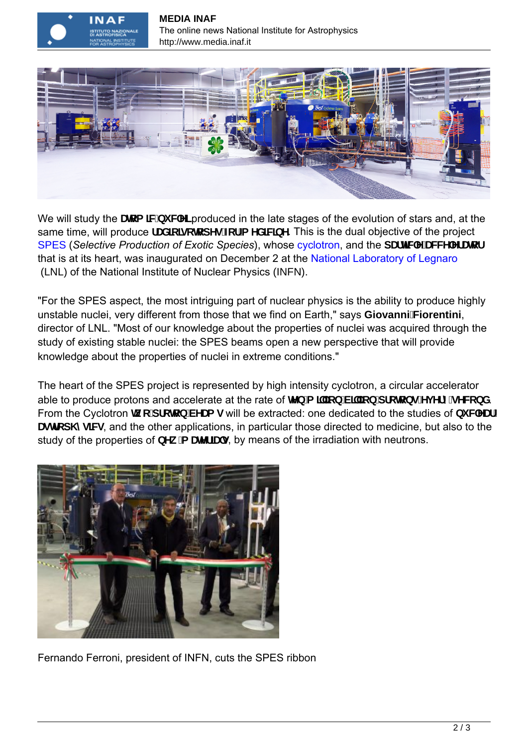We will study the **atomic nuclei** produced in the late stages of the evolution of stars and, at the same time, will produce **radioisotopes for medicine**. This is the dual objective of the project SPES (*Selective Production of Exotic Species*), whose cyclotron, and the **particle accelerator** that is at its heart, was inaugurated on December 2 at the National Laboratory of Legnaro (LNL) of the National Institute of Nuclear Physics (INFN).

"For the SPES aspect, the most intriguing part of nuclear physics is the ability to produce highly unstable nuclei, very different from those that we find on Earth," says **Giovanni Fiorentini**, director of LNL. "Most of our knowledge about the properties of nuclei was acquired through the study of existing stable nuclei: the SPES beams open a new perspective that will provide knowledge about the properties of nuclei in extreme conditions."

The heart of the SPES project is represented by high intensity cyclotron, a circular accelerator able to produce protons and accelerate at the rate of **ten million billion protons every second**. From the Cyclotron **two proton beams** will be extracted: one dedicated to the studies of **nuclear astrophysics**, and the other applications, in particular those directed to medicine, but also to the study of the properties of **new materials**, by means of the irradiation with neutrons.

Fernando Ferroni, president of INFN, cuts the SPES ribbon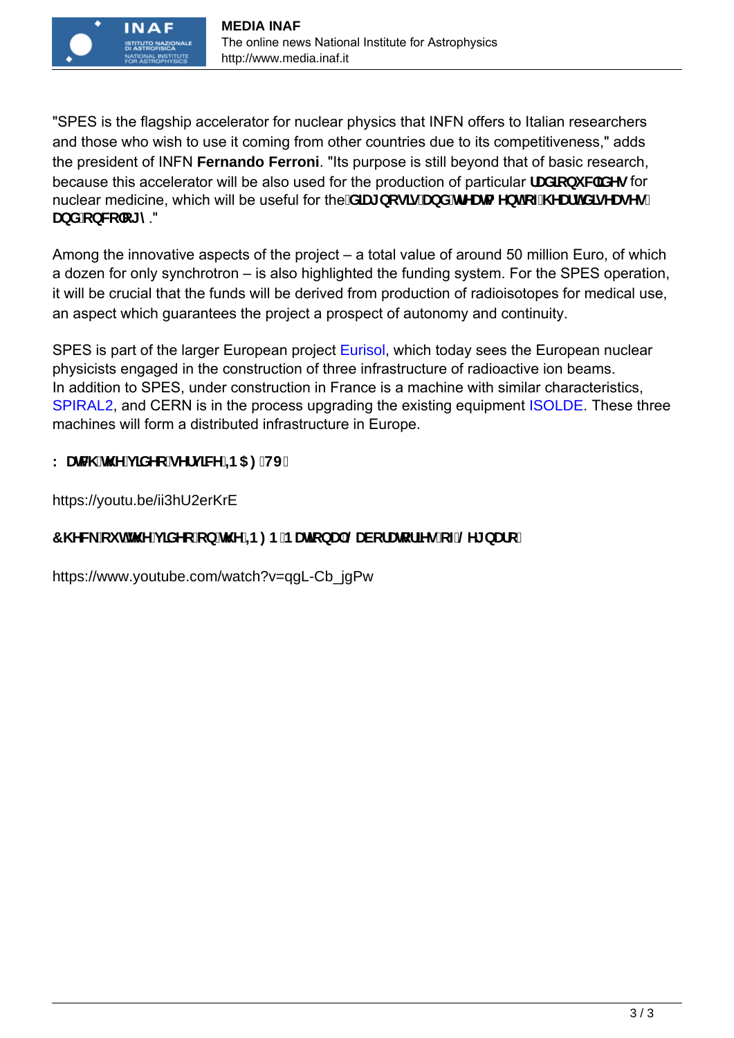"SPES is the flagship accelerator for nuclear physics that INFN offers to Italian researchers and those who wish to use it coming from other countries due to its competitiveness," adds the president of INFN **Fernando Ferroni**. "Its purpose is still beyond that of basic research, because this accelerator will be also used for the production of particular **radionuclides** for nuclear medicine, which will be useful for the **diagnosis and treatment of heart diseases and oncology**."

Among the innovative aspects of the project – a total value of around 50 million Euro, of which a dozen for only synchrotron – is also highlighted the funding system. For the SPES operation, it will be crucial that the funds will be derived from production of radioisotopes for medical use, an aspect which guarantees the project a prospect of autonomy and continuity.

SPES is part of the larger European project Eurisol, which today sees the European nuclear physicists engaged in the construction of three infrastructure of radioactive ion beams. In addition to SPES, under construction in France is a machine with similar characteristics, SPIRAL2, and CERN is in the process upgrading the existing equipment ISOLDE. These three machines will form a distributed infrastructure in Europe.

**Watch the video service INAF TV**

https://youtu.be/ii3hU2erKrE

**Check out the video on the INFN National Laboratories of Legnaro**

https://www.youtube.com/watch?v=qgL-Cb_jgPw